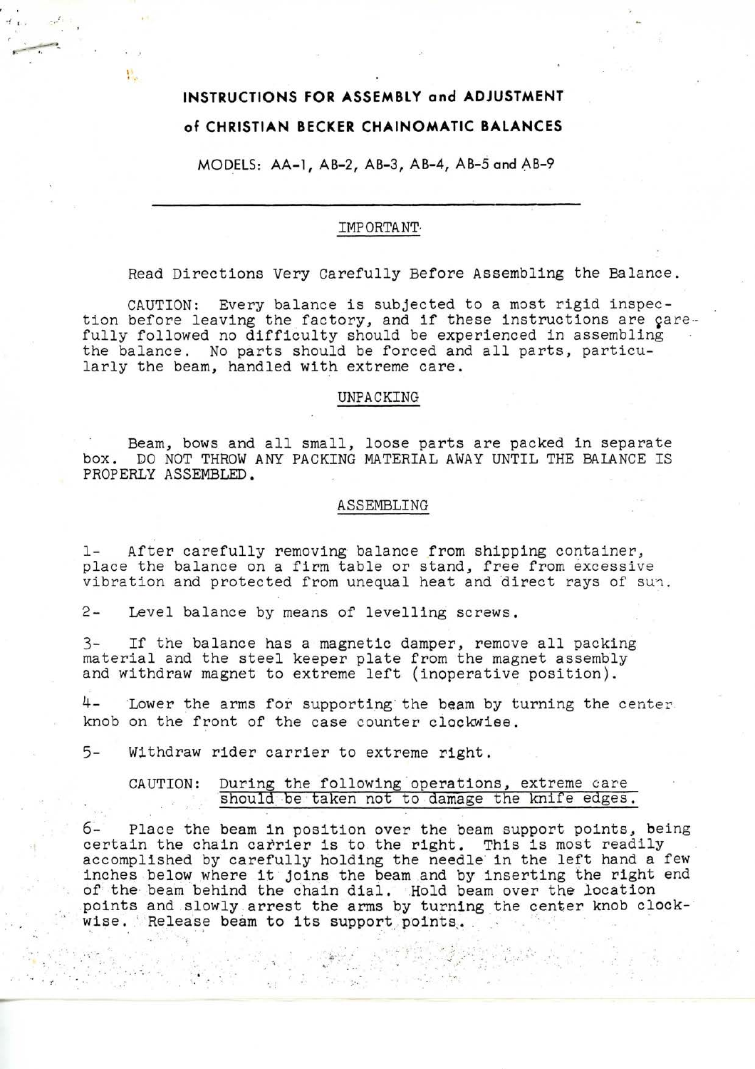# INSTRUCTIONS FOR ASSEMBLY and ADJUSTMENT

## of CHRISTIAN BECKER CHAINOMATIC BALANCES

MODELS: AA-1, AB-2, AB-3, AB-4, AB-5 and AB-9

---

### IMPORTANT

Read Directions Very Carefully Before Assembling the Balance.

CAUTION: Every balance is subjected to a most rigid inspection before leaving the factory, and if these instructions are carefully followed no difficulty should be experienced in assembling the balance. No parts should be forced and all parts, particularly the beam, handled with extreme care.

### UNPACKING

Beam, bows and all small, loose parts are packed in separate box. DO NOT THROW ANY PACKING MATERIAL AWAY UNTIL THE BALANCE IS PROPERLY ASSEMBLED.

### ASSEMBLING

1- After carefully removing balance from shipping container, place the balance on a firm table or stand, free from excessive vibration and protected from unequal heat and direct rays of sun.

2- Level balance by means of levelling screws.

3- If the balance has a magnetic damper, remove all packing material and the steel keeper plate from the magnet assembly and withdraw magnet to extreme left (inoperative position).

4- Lower the arms for supporting the beam by turning the center knob on the front of the case counter clockwise.

5- Withdraw rider carrier to extreme right.

CAUTION: During the following operations, extreme care should be taken not to damage the knife edges.

6- Place the beam in position over the beam support points, being certain the chain carrier is to the right. This is most readily accomplished by carefully holding the needle in the left hand a few inches below where it joins the beam and by inserting the right end of the beam behind the chain dial. Hold beam over the location points and slowly arrest the arms by turning the center knob clockwise. Release beam to its support points.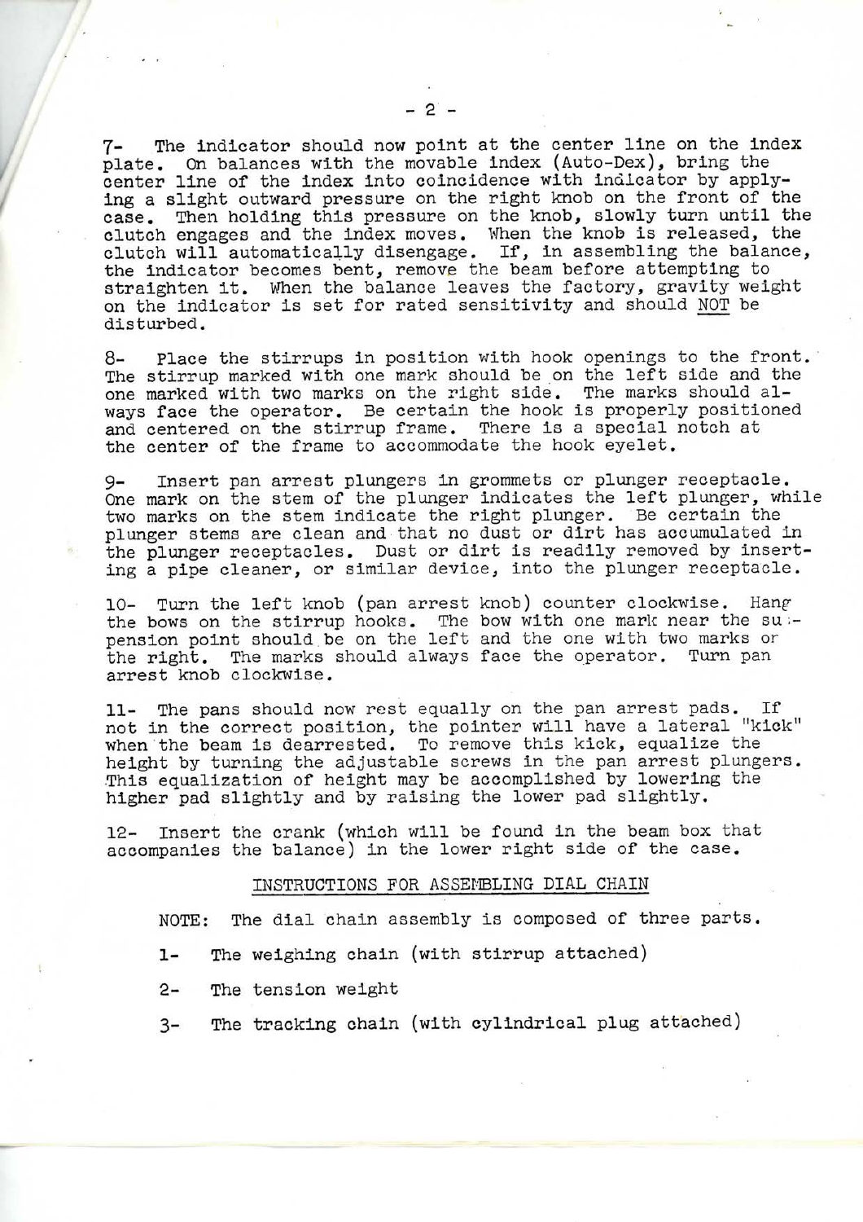7- The indicator should now point at the center line on the index plate. On balances with the movable index (Auto-Dex), bring the center line of the index into coincidence with indicator by applying a slight outward pressure on the right knob on the front of the case. Then holding this pressure on the knob, slowly turn until the clutch engages and the index moves. When the knob is released, the clutch will automatically disengage. If, in assembling the balance, the indicator becomes bent, remove the beam before attempting to straighten it. When the balance leaves the factory, gravity weight on the indicator is set for rated sensitivity and should <u>NOT</u> be disturbed.

8- Place the stirrups in position with hook openings to the front. The stirrup marked with one mark should be on the left side and the one marked with two marks on the right side. The marks should always face the operator. Be certain the hook is properly positioned and centered on the stirrup frame. There is a special notch at the center of the frame to accommodate the hook eyelet.

9- Insert pan arrest plungers in grommets or plunger receptacle. One mark on the stem of the plunger indicates the left plunger, while two marks on the stem indicate the right plunger. Be certain the plunger stems are clean and that no dust or dirt has accumulated in the plunger receptacles. Dust or dirt is readily removed by inserting a pipe cleaner, or similar device, into the plunger receptacle.

10- Turn the left knob (pan arrest knob) counter clockwise. Hang the bows on the stirrup hooks. The bow with one mark near the suspension point should be on the left and the one with two marks on the right. The marks should always face the operator. Turn pan arrest knob clockwise.

11- The pans should now rest equally on the pan arrest pads. If not in the correct position, the pointer will have a lateral "kick" when the beam is dearrested. To remove this kick, equalize the height by turning the adjustable screws in the pan arrest plungers. This equalization of height may be accomplished by lowering the higher pad slightly and by raising the lower pad slightly.

12- Insert the crank (which will be found in the beam box that accompanies the balance) in the lower right side of the case.

## INSTRUCTIONS FOR ASSEMBLING DIAL CHAIN

NOTE: The dial chain assembly is composed of three parts.

1- The weighing chain (with stirrup attached)

2- The tension weight

3- The tracking chain (with cylindrical plug attached)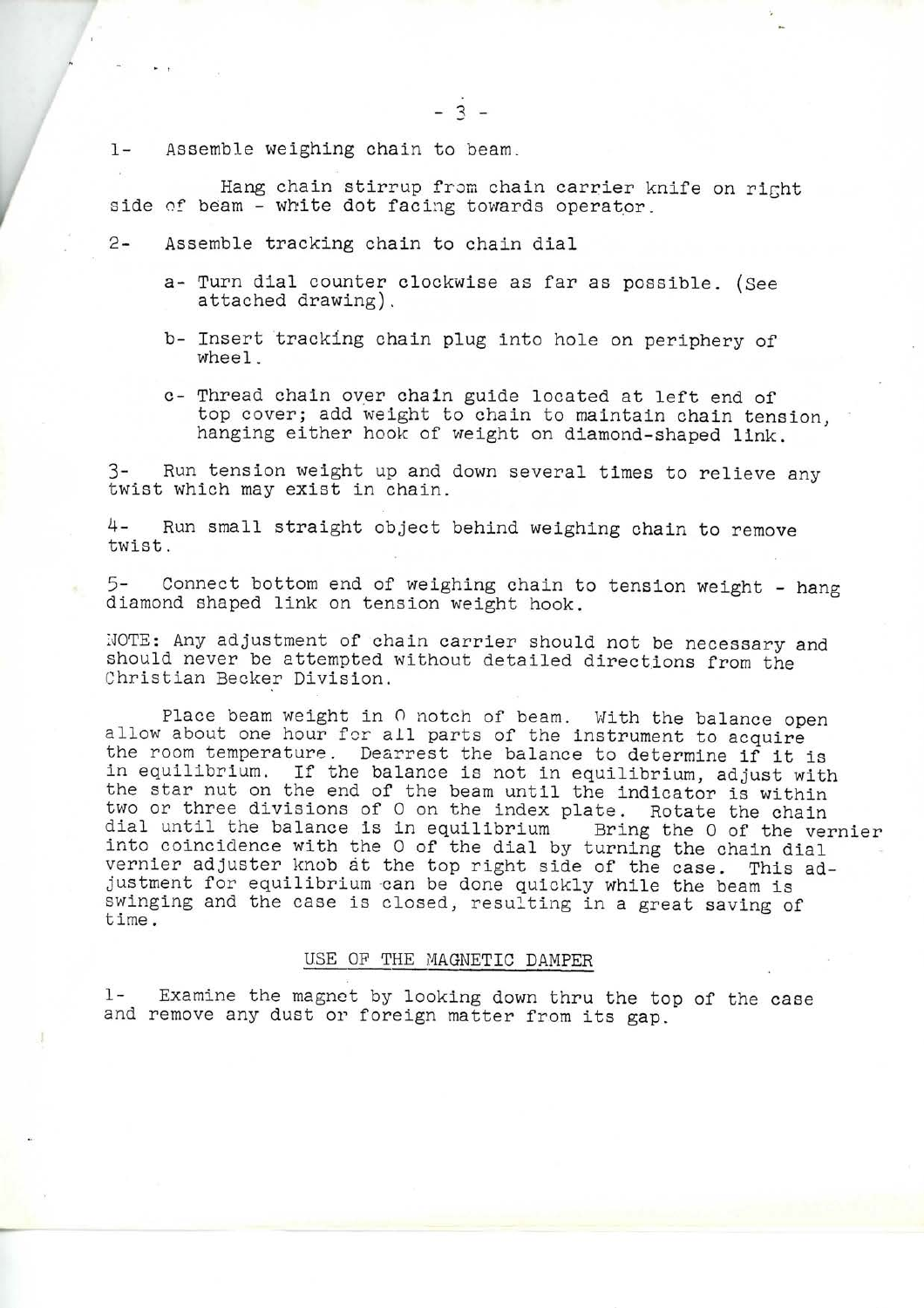1- Assemble weighing chain to beam.

Hang chain stirrup from chain carrier knife on right side of beam - white dot facing towards operator.

2- Assemble tracking chain to chain dial

a- Turn dial counter clockwise as far as possible. (See attached drawing).

b- Insert tracking chain plug into hole on periphery of wheel.

c- Thread chain over chain guide located at left end of top cover; add weight to chain to maintain chain tension, hanging either hook of weight on diamond-shaped link.

3- Run tension weight up and down several times to relieve any twist which may exist in chain.

4- Run small straight object behind weighing chain to remove twist.

5- Connect bottom end of weighing chain to tension weight - hang diamond shaped link on tension weight hook.

NOTE: Any adjustment of chain carrier should not be necessary and should never be attempted without detailed directions from the Christian Becker Division.

Place beam weight in 0 notch of beam. With the balance open allow about one hour for all parts of the instrument to acquire the room temperature. Dearrest the balance to determine if it is in equilibrium. If the balance is not in equilibrium, adjust with the star nut on the end of the beam until the indicator is within two or three divisions of 0 on the index plate. Rotate the chain dial until the balance is in equilibrium Bring the 0 of the vernier into coincidence with the 0 of the dial by turning the chain dial vernier adjuster knob at the top right side of the case. This adjustment for equilibrium can be done quickly while the beam is swinging and the case is closed, resulting in a great saving of time.

## USE OF THE MAGNETIC DAMPER

1- Examine the magnet by looking down thru the top of the case and remove any dust or foreign matter from its gap.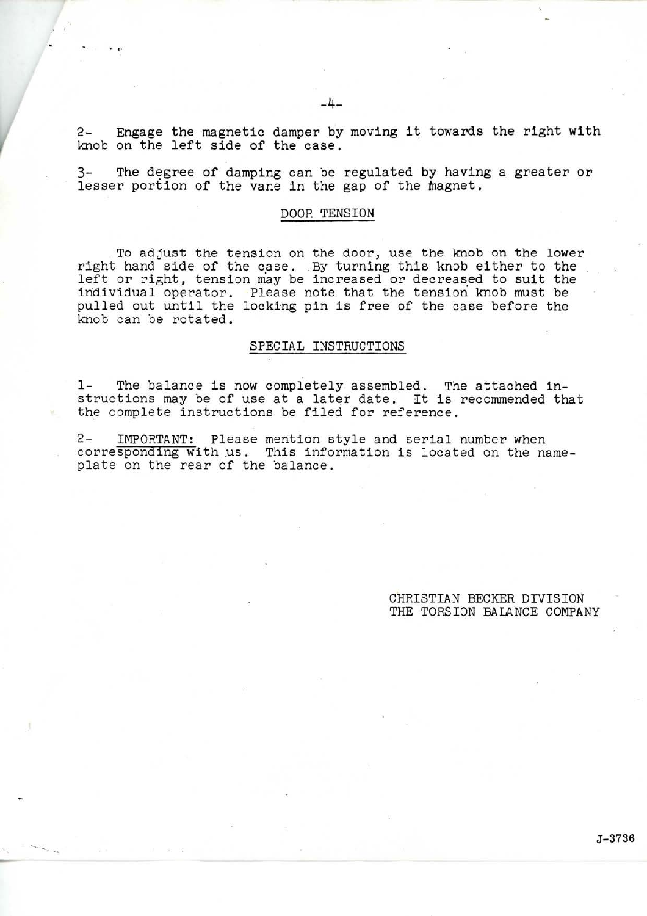2- Engage the magnetic damper by moving it towards the right with knob on the left side of the case.

3- The degree of damping can be regulated by having a greater or lesser portion of the vane in the gap of the magnet.

## DOOR TENSION

To adjust the tension on the door, use the knob on the lower right hand side of the case. By turning this knob either to the left or right, tension may be increased or decreased to suit the individual operator. Please note that the tension knob must be pulled out until the locking pin is free of the case before the knob can be rotated.

## SPECIAL INSTRUCTIONS

1- The balance is now completely assembled. The attached instructions may be of use at a later date. It is recommended that the complete instructions be filed for reference.

2- IMPORTANT: Please mention style and serial number when corresponding with us. This information is located on the name-plate on the rear of the balance.

CHRISTIAN BECKER DIVISION
THE TORSION BALANCE COMPANY

J-3736